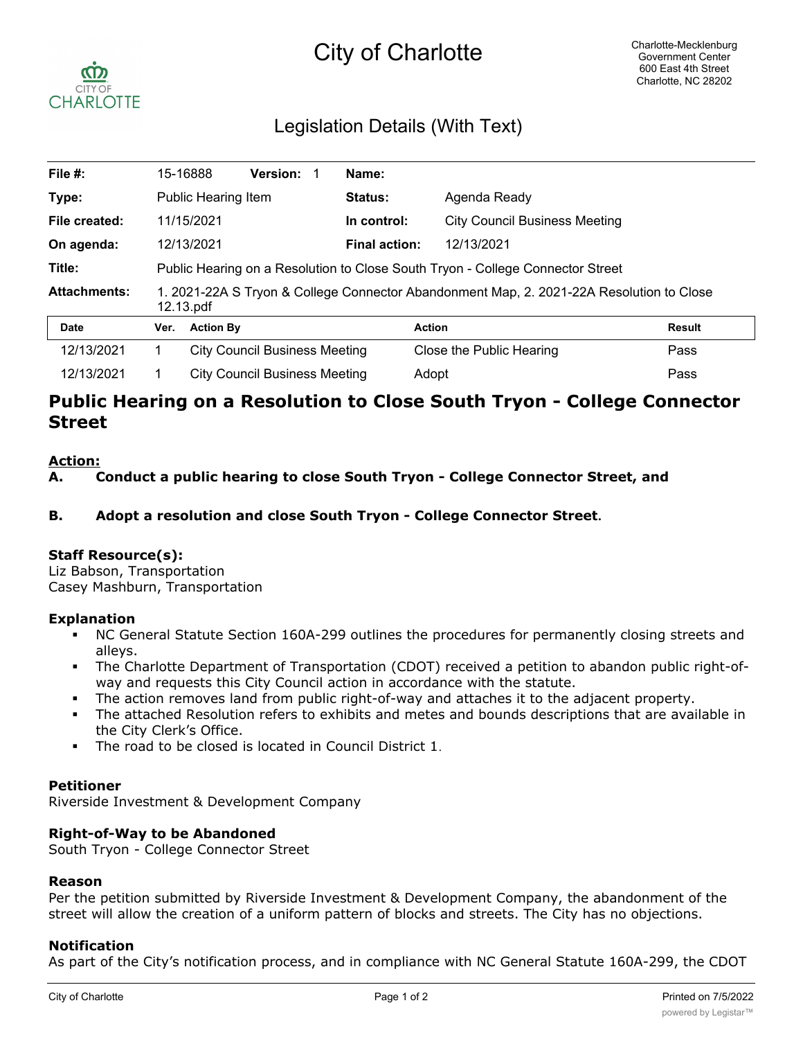# City of Charlotte

Charlotte-Mecklenburg Government Center
600 East 4th Street
Charlotte, NC 28202

## Legislation Details (With Text)

| | | | |
|---|---|---|---|
| **File #:** | 15-16888 **Version:** 1 | **Name:** | |
| **Type:** | Public Hearing Item | **Status:** | Agenda Ready |
| **File created:** | 11/15/2021 | **In control:** | City Council Business Meeting |
| **On agenda:** | 12/13/2021 | **Final action:** | 12/13/2021 |
| **Title:** | Public Hearing on a Resolution to Close South Tryon - College Connector Street | | |
| **Attachments:** | 1. 2021-22A S Tryon & College Connector Abandonment Map, 2. 2021-22A Resolution to Close 12.13.pdf | | |

| Date | Ver. | Action By | Action | Result |
|---|---|---|---|---|
| 12/13/2021 | 1 | City Council Business Meeting | Close the Public Hearing | Pass |
| 12/13/2021 | 1 | City Council Business Meeting | Adopt | Pass |

# Public Hearing on a Resolution to Close South Tryon - College Connector Street

**Action:**

**A. Conduct a public hearing to close South Tryon - College Connector Street, and**

**B. Adopt a resolution and close South Tryon - College Connector Street.**

### Staff Resource(s):

Liz Babson, Transportation
Casey Mashburn, Transportation

### Explanation

- NC General Statute Section 160A-299 outlines the procedures for permanently closing streets and alleys.
- The Charlotte Department of Transportation (CDOT) received a petition to abandon public right-of-way and requests this City Council action in accordance with the statute.
- The action removes land from public right-of-way and attaches it to the adjacent property.
- The attached Resolution refers to exhibits and metes and bounds descriptions that are available in the City Clerk's Office.
- The road to be closed is located in Council District 1.

### Petitioner

Riverside Investment & Development Company

### Right-of-Way to be Abandoned

South Tryon - College Connector Street

### Reason

Per the petition submitted by Riverside Investment & Development Company, the abandonment of the street will allow the creation of a uniform pattern of blocks and streets. The City has no objections.

### Notification

As part of the City's notification process, and in compliance with NC General Statute 160A-299, the CDOT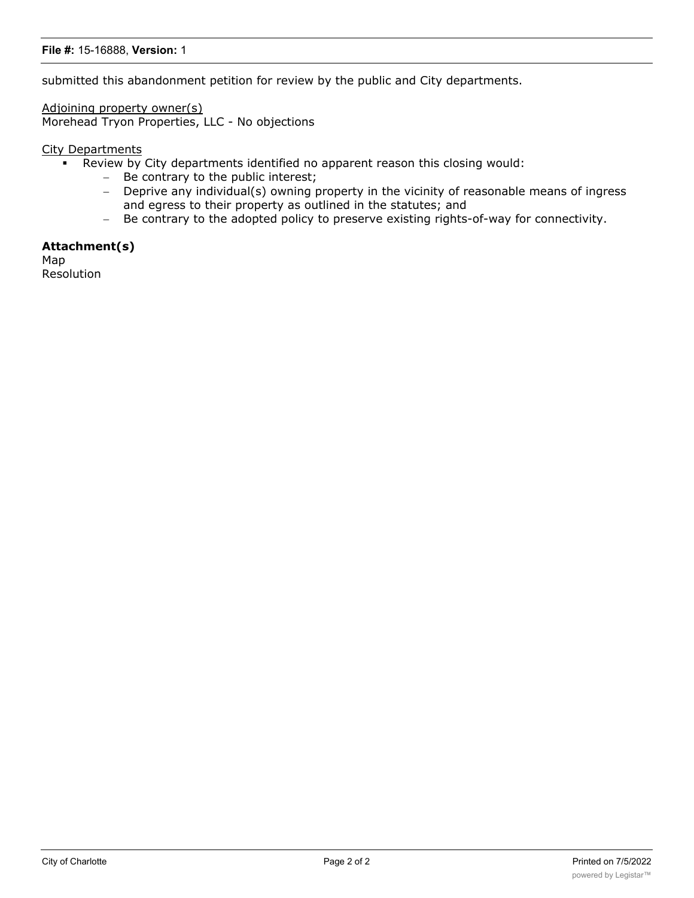submitted this abandonment petition for review by the public and City departments.

Adjoining property owner(s)
Morehead Tryon Properties, LLC - No objections

City Departments

- Review by City departments identified no apparent reason this closing would:
  - Be contrary to the public interest;
  - Deprive any individual(s) owning property in the vicinity of reasonable means of ingress and egress to their property as outlined in the statutes; and
  - Be contrary to the adopted policy to preserve existing rights-of-way for connectivity.

**Attachment(s)**
Map
Resolution